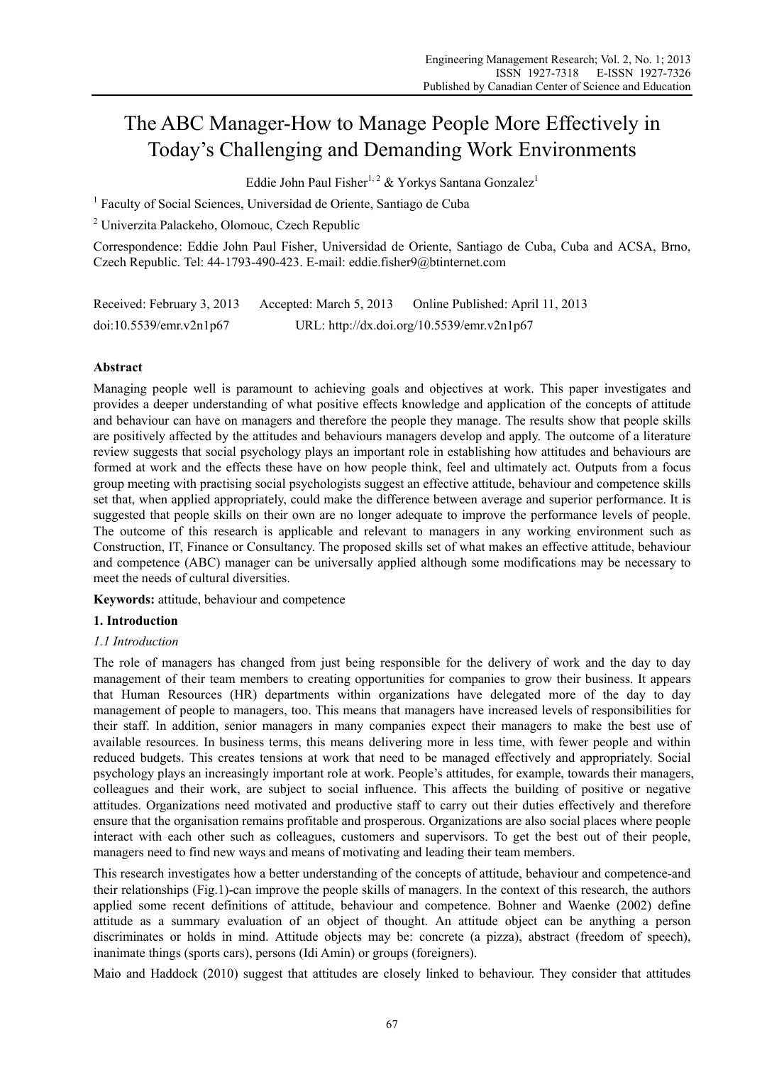# The ABC Manager-How to Manage People More Effectively in Today's Challenging and Demanding Work Environments

Eddie John Paul Fisher[1, 2] & Yorkys Santana Gonzalez[1]

[1] Faculty of Social Sciences, Universidad de Oriente, Santiago de Cuba

[2] Univerzita Palackeho, Olomouc, Czech Republic

Correspondence: Eddie John Paul Fisher, Universidad de Oriente, Santiago de Cuba, Cuba and ACSA, Brno, Czech Republic. Tel: 44-1793-490-423. E-mail: eddie.fisher9@btinternet.com

Received: February 3, 2013  Accepted: March 5, 2013  Online Published: April 11, 2013

doi:10.5539/emr.v2n1p67  URL: http://dx.doi.org/10.5539/emr.v2n1p67

## Abstract

Managing people well is paramount to achieving goals and objectives at work. This paper investigates and provides a deeper understanding of what positive effects knowledge and application of the concepts of attitude and behaviour can have on managers and therefore the people they manage. The results show that people skills are positively affected by the attitudes and behaviours managers develop and apply. The outcome of a literature review suggests that social psychology plays an important role in establishing how attitudes and behaviours are formed at work and the effects these have on how people think, feel and ultimately act. Outputs from a focus group meeting with practising social psychologists suggest an effective attitude, behaviour and competence skills set that, when applied appropriately, could make the difference between average and superior performance. It is suggested that people skills on their own are no longer adequate to improve the performance levels of people. The outcome of this research is applicable and relevant to managers in any working environment such as Construction, IT, Finance or Consultancy. The proposed skills set of what makes an effective attitude, behaviour and competence (ABC) manager can be universally applied although some modifications may be necessary to meet the needs of cultural diversities.

**Keywords:** attitude, behaviour and competence

## 1. Introduction

### *1.1 Introduction*

The role of managers has changed from just being responsible for the delivery of work and the day to day management of their team members to creating opportunities for companies to grow their business. It appears that Human Resources (HR) departments within organizations have delegated more of the day to day management of people to managers, too. This means that managers have increased levels of responsibilities for their staff. In addition, senior managers in many companies expect their managers to make the best use of available resources. In business terms, this means delivering more in less time, with fewer people and within reduced budgets. This creates tensions at work that need to be managed effectively and appropriately. Social psychology plays an increasingly important role at work. People's attitudes, for example, towards their managers, colleagues and their work, are subject to social influence. This affects the building of positive or negative attitudes. Organizations need motivated and productive staff to carry out their duties effectively and therefore ensure that the organisation remains profitable and prosperous. Organizations are also social places where people interact with each other such as colleagues, customers and supervisors. To get the best out of their people, managers need to find new ways and means of motivating and leading their team members.

This research investigates how a better understanding of the concepts of attitude, behaviour and competence-and their relationships (Fig.1)-can improve the people skills of managers. In the context of this research, the authors applied some recent definitions of attitude, behaviour and competence. Bohner and Waenke (2002) define attitude as a summary evaluation of an object of thought. An attitude object can be anything a person discriminates or holds in mind. Attitude objects may be: concrete (a pizza), abstract (freedom of speech), inanimate things (sports cars), persons (Idi Amin) or groups (foreigners).

Maio and Haddock (2010) suggest that attitudes are closely linked to behaviour. They consider that attitudes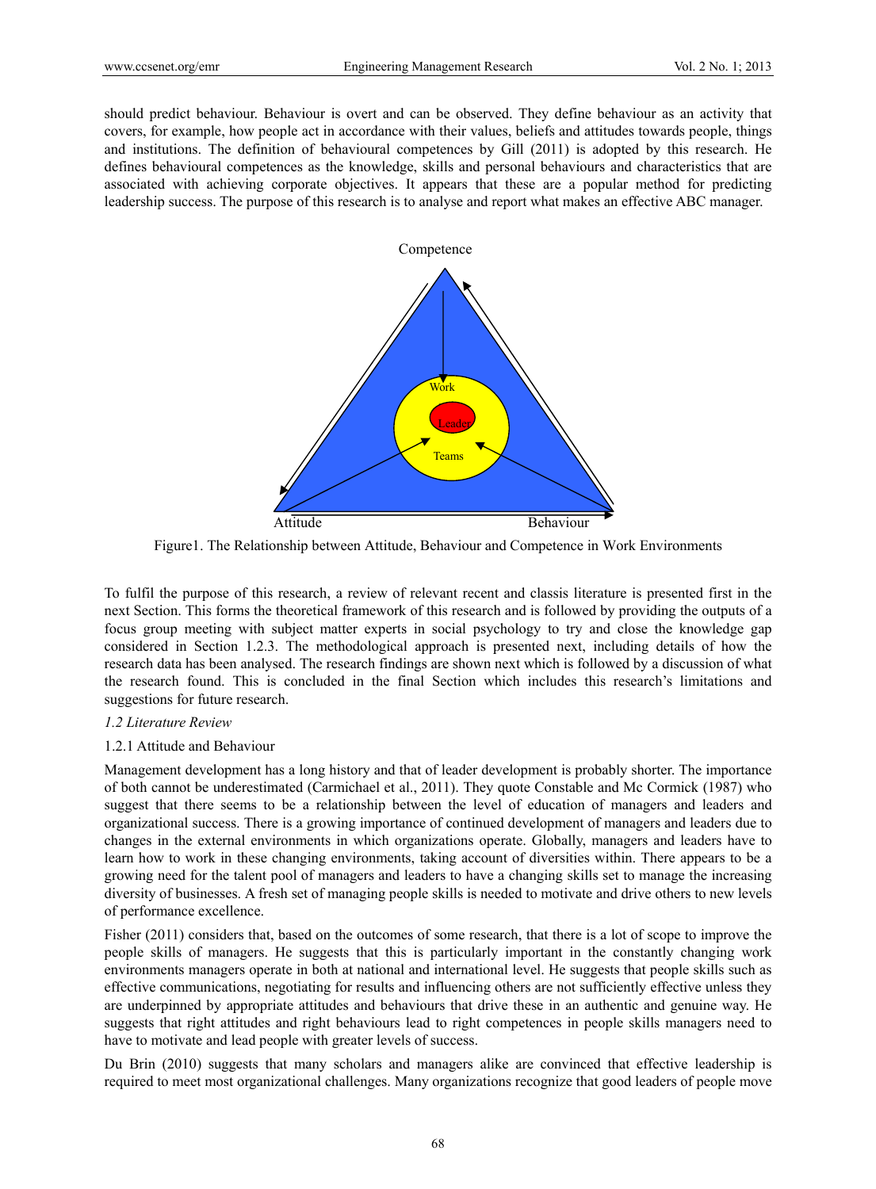should predict behaviour. Behaviour is overt and can be observed. They define behaviour as an activity that covers, for example, how people act in accordance with their values, beliefs and attitudes towards people, things and institutions. The definition of behavioural competences by Gill (2011) is adopted by this research. He defines behavioural competences as the knowledge, skills and personal behaviours and characteristics that are associated with achieving corporate objectives. It appears that these are a popular method for predicting leadership success. The purpose of this research is to analyse and report what makes an effective ABC manager.

Figure1. The Relationship between Attitude, Behaviour and Competence in Work Environments

To fulfil the purpose of this research, a review of relevant recent and classis literature is presented first in the next Section. This forms the theoretical framework of this research and is followed by providing the outputs of a focus group meeting with subject matter experts in social psychology to try and close the knowledge gap considered in Section 1.2.3. The methodological approach is presented next, including details of how the research data has been analysed. The research findings are shown next which is followed by a discussion of what the research found. This is concluded in the final Section which includes this research's limitations and suggestions for future research.

### *1.2 Literature Review*

#### 1.2.1 Attitude and Behaviour

Management development has a long history and that of leader development is probably shorter. The importance of both cannot be underestimated (Carmichael et al., 2011). They quote Constable and Mc Cormick (1987) who suggest that there seems to be a relationship between the level of education of managers and leaders and organizational success. There is a growing importance of continued development of managers and leaders due to changes in the external environments in which organizations operate. Globally, managers and leaders have to learn how to work in these changing environments, taking account of diversities within. There appears to be a growing need for the talent pool of managers and leaders to have a changing skills set to manage the increasing diversity of businesses. A fresh set of managing people skills is needed to motivate and drive others to new levels of performance excellence.

Fisher (2011) considers that, based on the outcomes of some research, that there is a lot of scope to improve the people skills of managers. He suggests that this is particularly important in the constantly changing work environments managers operate in both at national and international level. He suggests that people skills such as effective communications, negotiating for results and influencing others are not sufficiently effective unless they are underpinned by appropriate attitudes and behaviours that drive these in an authentic and genuine way. He suggests that right attitudes and right behaviours lead to right competences in people skills managers need to have to motivate and lead people with greater levels of success.

Du Brin (2010) suggests that many scholars and managers alike are convinced that effective leadership is required to meet most organizational challenges. Many organizations recognize that good leaders of people move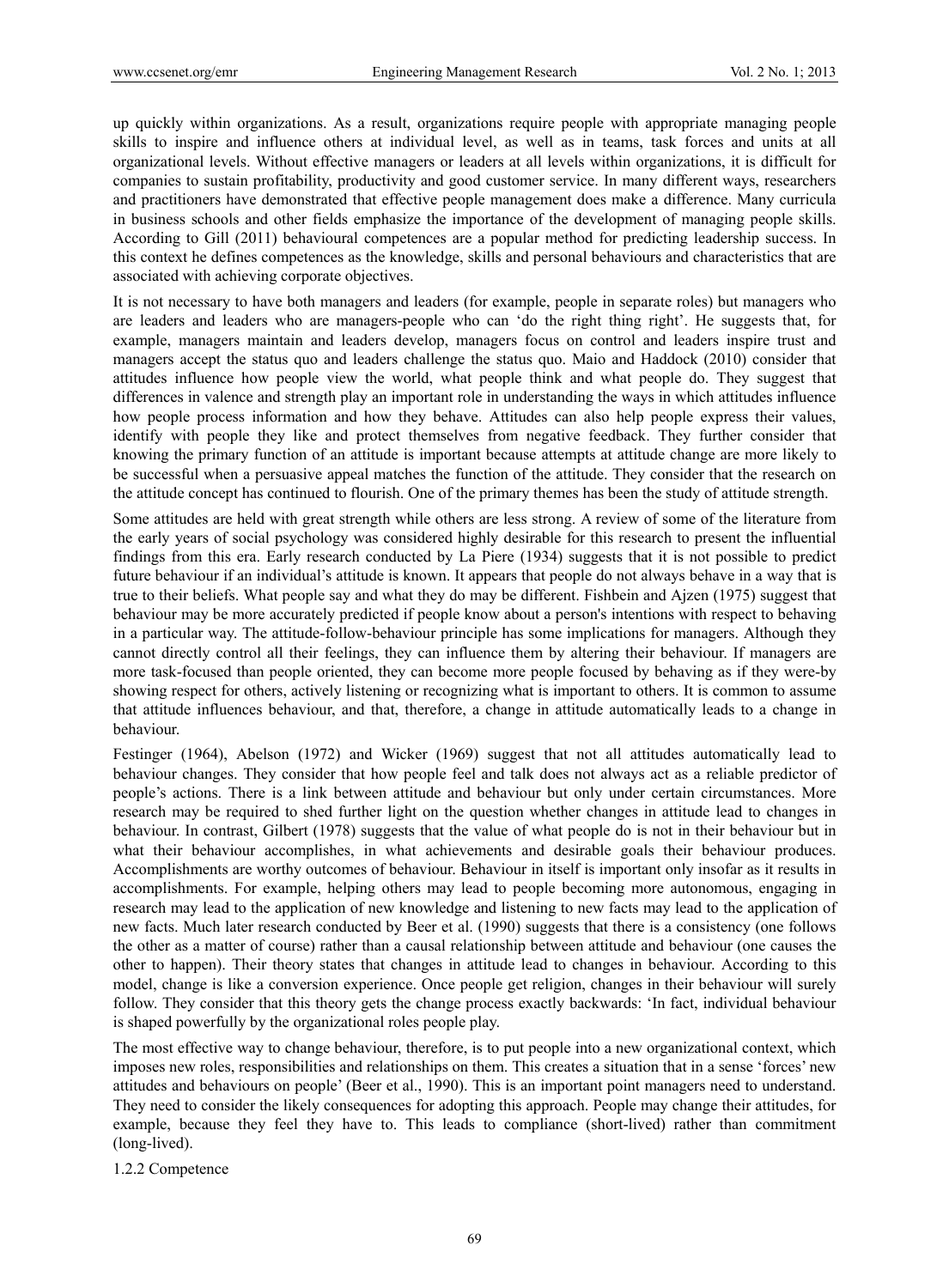up quickly within organizations. As a result, organizations require people with appropriate managing people skills to inspire and influence others at individual level, as well as in teams, task forces and units at all organizational levels. Without effective managers or leaders at all levels within organizations, it is difficult for companies to sustain profitability, productivity and good customer service. In many different ways, researchers and practitioners have demonstrated that effective people management does make a difference. Many curricula in business schools and other fields emphasize the importance of the development of managing people skills. According to Gill (2011) behavioural competences are a popular method for predicting leadership success. In this context he defines competences as the knowledge, skills and personal behaviours and characteristics that are associated with achieving corporate objectives.

It is not necessary to have both managers and leaders (for example, people in separate roles) but managers who are leaders and leaders who are managers-people who can 'do the right thing right'. He suggests that, for example, managers maintain and leaders develop, managers focus on control and leaders inspire trust and managers accept the status quo and leaders challenge the status quo. Maio and Haddock (2010) consider that attitudes influence how people view the world, what people think and what people do. They suggest that differences in valence and strength play an important role in understanding the ways in which attitudes influence how people process information and how they behave. Attitudes can also help people express their values, identify with people they like and protect themselves from negative feedback. They further consider that knowing the primary function of an attitude is important because attempts at attitude change are more likely to be successful when a persuasive appeal matches the function of the attitude. They consider that the research on the attitude concept has continued to flourish. One of the primary themes has been the study of attitude strength.

Some attitudes are held with great strength while others are less strong. A review of some of the literature from the early years of social psychology was considered highly desirable for this research to present the influential findings from this era. Early research conducted by La Piere (1934) suggests that it is not possible to predict future behaviour if an individual's attitude is known. It appears that people do not always behave in a way that is true to their beliefs. What people say and what they do may be different. Fishbein and Ajzen (1975) suggest that behaviour may be more accurately predicted if people know about a person's intentions with respect to behaving in a particular way. The attitude-follow-behaviour principle has some implications for managers. Although they cannot directly control all their feelings, they can influence them by altering their behaviour. If managers are more task-focused than people oriented, they can become more people focused by behaving as if they were-by showing respect for others, actively listening or recognizing what is important to others. It is common to assume that attitude influences behaviour, and that, therefore, a change in attitude automatically leads to a change in behaviour.

Festinger (1964), Abelson (1972) and Wicker (1969) suggest that not all attitudes automatically lead to behaviour changes. They consider that how people feel and talk does not always act as a reliable predictor of people's actions. There is a link between attitude and behaviour but only under certain circumstances. More research may be required to shed further light on the question whether changes in attitude lead to changes in behaviour. In contrast, Gilbert (1978) suggests that the value of what people do is not in their behaviour but in what their behaviour accomplishes, in what achievements and desirable goals their behaviour produces. Accomplishments are worthy outcomes of behaviour. Behaviour in itself is important only insofar as it results in accomplishments. For example, helping others may lead to people becoming more autonomous, engaging in research may lead to the application of new knowledge and listening to new facts may lead to the application of new facts. Much later research conducted by Beer et al. (1990) suggests that there is a consistency (one follows the other as a matter of course) rather than a causal relationship between attitude and behaviour (one causes the other to happen). Their theory states that changes in attitude lead to changes in behaviour. According to this model, change is like a conversion experience. Once people get religion, changes in their behaviour will surely follow. They consider that this theory gets the change process exactly backwards: 'In fact, individual behaviour is shaped powerfully by the organizational roles people play.

The most effective way to change behaviour, therefore, is to put people into a new organizational context, which imposes new roles, responsibilities and relationships on them. This creates a situation that in a sense 'forces' new attitudes and behaviours on people' (Beer et al., 1990). This is an important point managers need to understand. They need to consider the likely consequences for adopting this approach. People may change their attitudes, for example, because they feel they have to. This leads to compliance (short-lived) rather than commitment (long-lived).

#### 1.2.2 Competence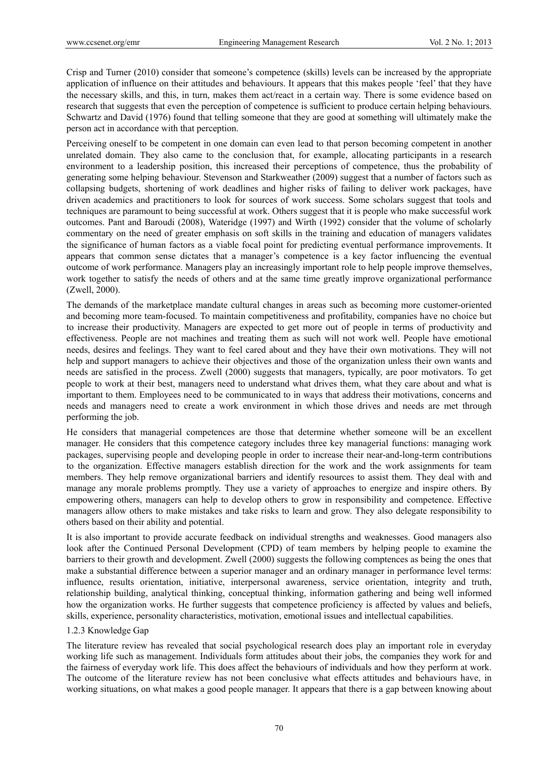Crisp and Turner (2010) consider that someone's competence (skills) levels can be increased by the appropriate application of influence on their attitudes and behaviours. It appears that this makes people 'feel' that they have the necessary skills, and this, in turn, makes them act/react in a certain way. There is some evidence based on research that suggests that even the perception of competence is sufficient to produce certain helping behaviours. Schwartz and David (1976) found that telling someone that they are good at something will ultimately make the person act in accordance with that perception.

Perceiving oneself to be competent in one domain can even lead to that person becoming competent in another unrelated domain. They also came to the conclusion that, for example, allocating participants in a research environment to a leadership position, this increased their perceptions of competence, thus the probability of generating some helping behaviour. Stevenson and Starkweather (2009) suggest that a number of factors such as collapsing budgets, shortening of work deadlines and higher risks of failing to deliver work packages, have driven academics and practitioners to look for sources of work success. Some scholars suggest that tools and techniques are paramount to being successful at work. Others suggest that it is people who make successful work outcomes. Pant and Baroudi (2008), Wateridge (1997) and Wirth (1992) consider that the volume of scholarly commentary on the need of greater emphasis on soft skills in the training and education of managers validates the significance of human factors as a viable focal point for predicting eventual performance improvements. It appears that common sense dictates that a manager's competence is a key factor influencing the eventual outcome of work performance. Managers play an increasingly important role to help people improve themselves, work together to satisfy the needs of others and at the same time greatly improve organizational performance (Zwell, 2000).

The demands of the marketplace mandate cultural changes in areas such as becoming more customer-oriented and becoming more team-focused. To maintain competitiveness and profitability, companies have no choice but to increase their productivity. Managers are expected to get more out of people in terms of productivity and effectiveness. People are not machines and treating them as such will not work well. People have emotional needs, desires and feelings. They want to feel cared about and they have their own motivations. They will not help and support managers to achieve their objectives and those of the organization unless their own wants and needs are satisfied in the process. Zwell (2000) suggests that managers, typically, are poor motivators. To get people to work at their best, managers need to understand what drives them, what they care about and what is important to them. Employees need to be communicated to in ways that address their motivations, concerns and needs and managers need to create a work environment in which those drives and needs are met through performing the job.

He considers that managerial competences are those that determine whether someone will be an excellent manager. He considers that this competence category includes three key managerial functions: managing work packages, supervising people and developing people in order to increase their near-and-long-term contributions to the organization. Effective managers establish direction for the work and the work assignments for team members. They help remove organizational barriers and identify resources to assist them. They deal with and manage any morale problems promptly. They use a variety of approaches to energize and inspire others. By empowering others, managers can help to develop others to grow in responsibility and competence. Effective managers allow others to make mistakes and take risks to learn and grow. They also delegate responsibility to others based on their ability and potential.

It is also important to provide accurate feedback on individual strengths and weaknesses. Good managers also look after the Continued Personal Development (CPD) of team members by helping people to examine the barriers to their growth and development. Zwell (2000) suggests the following comptences as being the ones that make a substantial difference between a superior manager and an ordinary manager in performance level terms: influence, results orientation, initiative, interpersonal awareness, service orientation, integrity and truth, relationship building, analytical thinking, conceptual thinking, information gathering and being well informed how the organization works. He further suggests that competence proficiency is affected by values and beliefs, skills, experience, personality characteristics, motivation, emotional issues and intellectual capabilities.

### 1.2.3 Knowledge Gap

The literature review has revealed that social psychological research does play an important role in everyday working life such as management. Individuals form attitudes about their jobs, the companies they work for and the fairness of everyday work life. This does affect the behaviours of individuals and how they perform at work. The outcome of the literature review has not been conclusive what effects attitudes and behaviours have, in working situations, on what makes a good people manager. It appears that there is a gap between knowing about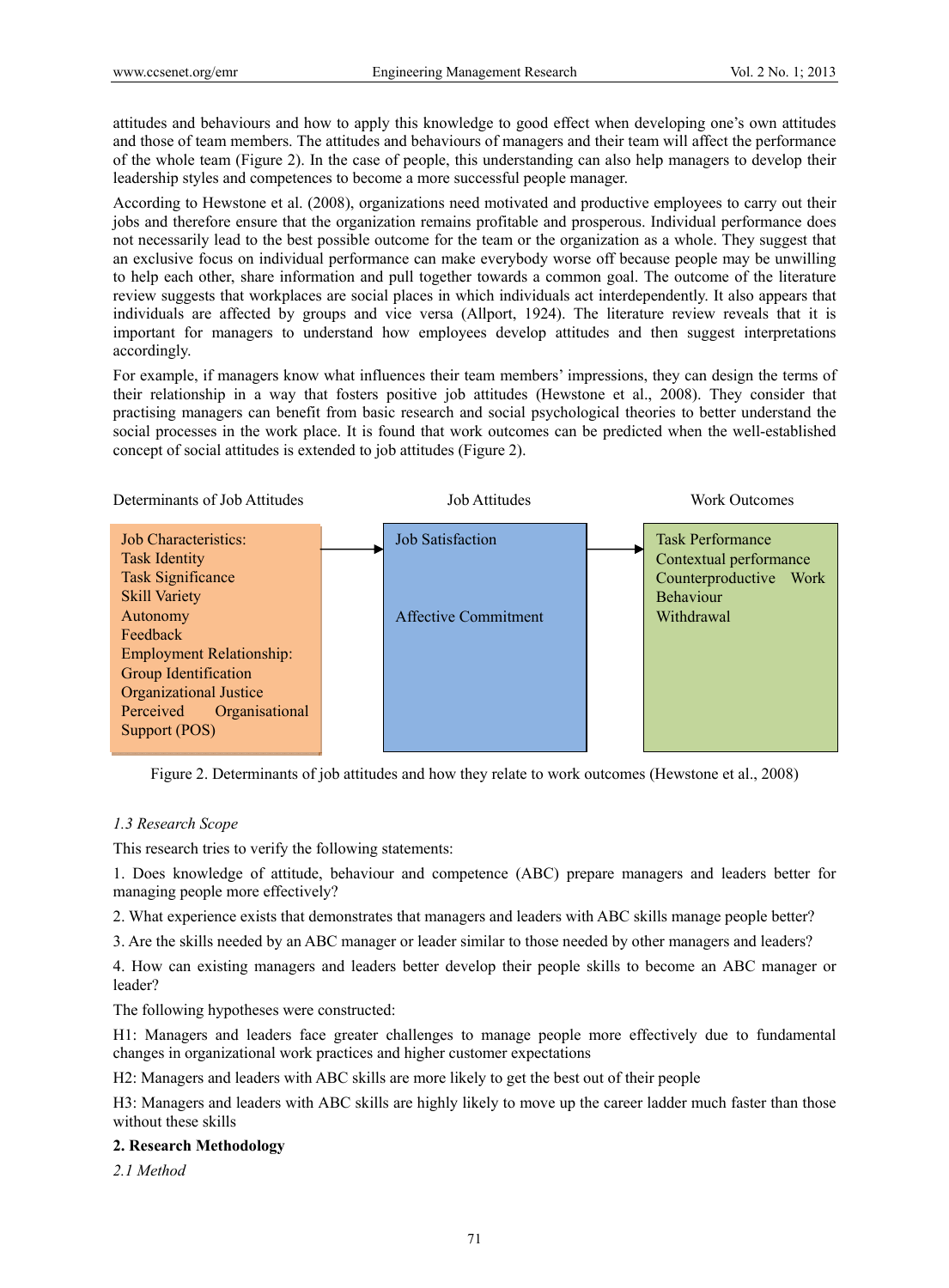attitudes and behaviours and how to apply this knowledge to good effect when developing one's own attitudes and those of team members. The attitudes and behaviours of managers and their team will affect the performance of the whole team (Figure 2). In the case of people, this understanding can also help managers to develop their leadership styles and competences to become a more successful people manager.

According to Hewstone et al. (2008), organizations need motivated and productive employees to carry out their jobs and therefore ensure that the organization remains profitable and prosperous. Individual performance does not necessarily lead to the best possible outcome for the team or the organization as a whole. They suggest that an exclusive focus on individual performance can make everybody worse off because people may be unwilling to help each other, share information and pull together towards a common goal. The outcome of the literature review suggests that workplaces are social places in which individuals act interdependently. It also appears that individuals are affected by groups and vice versa (Allport, 1924). The literature review reveals that it is important for managers to understand how employees develop attitudes and then suggest interpretations accordingly.

For example, if managers know what influences their team members' impressions, they can design the terms of their relationship in a way that fosters positive job attitudes (Hewstone et al., 2008). They consider that practising managers can benefit from basic research and social psychological theories to better understand the social processes in the work place. It is found that work outcomes can be predicted when the well-established concept of social attitudes is extended to job attitudes (Figure 2).

| Determinants of Job Attitudes | | Job Attitudes | | Work Outcomes |
|---|---|---|---|---|
| Job Characteristics:<br>Task Identity<br>Task Significance<br>Skill Variety<br>Autonomy<br>Feedback<br>Employment Relationship:<br>Group Identification<br>Organizational Justice<br>Perceived Organisational Support (POS) | → | Job Satisfaction<br><br>Affective Commitment | → | Task Performance<br>Contextual performance<br>Counterproductive Work Behaviour<br>Withdrawal |

Figure 2. Determinants of job attitudes and how they relate to work outcomes (Hewstone et al., 2008)

### *1.3 Research Scope*

This research tries to verify the following statements:

1. Does knowledge of attitude, behaviour and competence (ABC) prepare managers and leaders better for managing people more effectively?

2. What experience exists that demonstrates that managers and leaders with ABC skills manage people better?

3. Are the skills needed by an ABC manager or leader similar to those needed by other managers and leaders?

4. How can existing managers and leaders better develop their people skills to become an ABC manager or leader?

The following hypotheses were constructed:

H1: Managers and leaders face greater challenges to manage people more effectively due to fundamental changes in organizational work practices and higher customer expectations

H2: Managers and leaders with ABC skills are more likely to get the best out of their people

H3: Managers and leaders with ABC skills are highly likely to move up the career ladder much faster than those without these skills

## 2. Research Methodology

### *2.1 Method*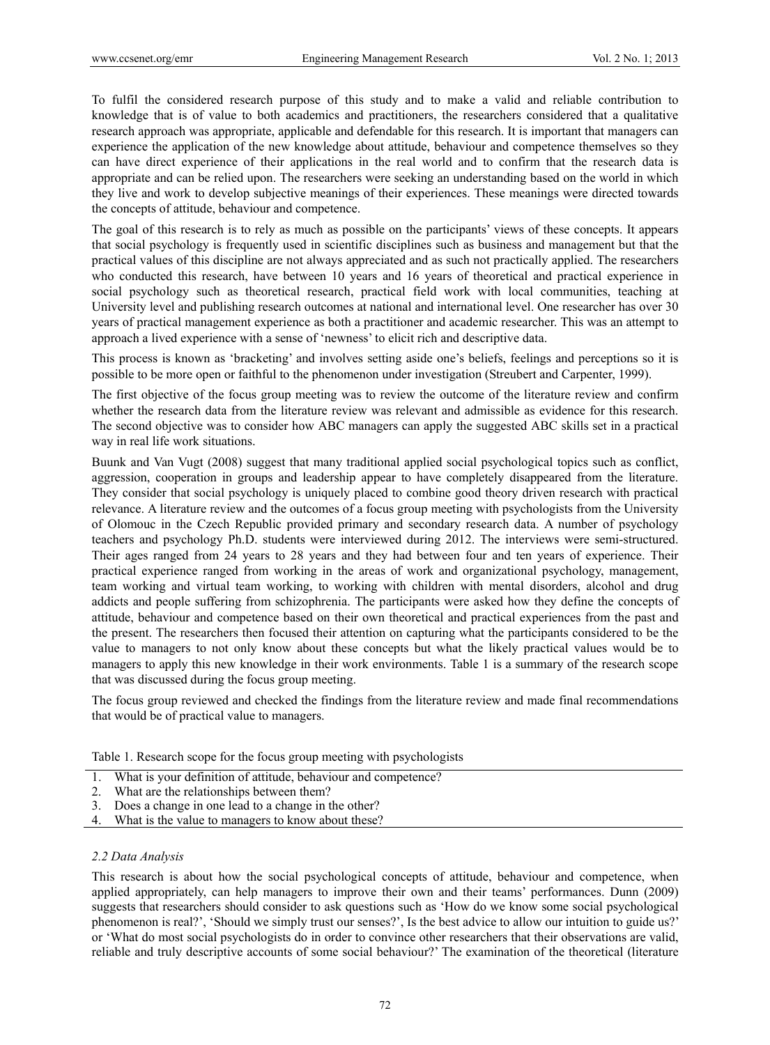To fulfil the considered research purpose of this study and to make a valid and reliable contribution to knowledge that is of value to both academics and practitioners, the researchers considered that a qualitative research approach was appropriate, applicable and defendable for this research. It is important that managers can experience the application of the new knowledge about attitude, behaviour and competence themselves so they can have direct experience of their applications in the real world and to confirm that the research data is appropriate and can be relied upon. The researchers were seeking an understanding based on the world in which they live and work to develop subjective meanings of their experiences. These meanings were directed towards the concepts of attitude, behaviour and competence.

The goal of this research is to rely as much as possible on the participants' views of these concepts. It appears that social psychology is frequently used in scientific disciplines such as business and management but that the practical values of this discipline are not always appreciated and as such not practically applied. The researchers who conducted this research, have between 10 years and 16 years of theoretical and practical experience in social psychology such as theoretical research, practical field work with local communities, teaching at University level and publishing research outcomes at national and international level. One researcher has over 30 years of practical management experience as both a practitioner and academic researcher. This was an attempt to approach a lived experience with a sense of 'newness' to elicit rich and descriptive data.

This process is known as 'bracketing' and involves setting aside one's beliefs, feelings and perceptions so it is possible to be more open or faithful to the phenomenon under investigation (Streubert and Carpenter, 1999).

The first objective of the focus group meeting was to review the outcome of the literature review and confirm whether the research data from the literature review was relevant and admissible as evidence for this research. The second objective was to consider how ABC managers can apply the suggested ABC skills set in a practical way in real life work situations.

Buunk and Van Vugt (2008) suggest that many traditional applied social psychological topics such as conflict, aggression, cooperation in groups and leadership appear to have completely disappeared from the literature. They consider that social psychology is uniquely placed to combine good theory driven research with practical relevance. A literature review and the outcomes of a focus group meeting with psychologists from the University of Olomouc in the Czech Republic provided primary and secondary research data. A number of psychology teachers and psychology Ph.D. students were interviewed during 2012. The interviews were semi-structured. Their ages ranged from 24 years to 28 years and they had between four and ten years of experience. Their practical experience ranged from working in the areas of work and organizational psychology, management, team working and virtual team working, to working with children with mental disorders, alcohol and drug addicts and people suffering from schizophrenia. The participants were asked how they define the concepts of attitude, behaviour and competence based on their own theoretical and practical experiences from the past and the present. The researchers then focused their attention on capturing what the participants considered to be the value to managers to not only know about these concepts but what the likely practical values would be to managers to apply this new knowledge in their work environments. Table 1 is a summary of the research scope that was discussed during the focus group meeting.

The focus group reviewed and checked the findings from the literature review and made final recommendations that would be of practical value to managers.

Table 1. Research scope for the focus group meeting with psychologists

1. What is your definition of attitude, behaviour and competence?
2. What are the relationships between them?
3. Does a change in one lead to a change in the other?
4. What is the value to managers to know about these?

### *2.2 Data Analysis*

This research is about how the social psychological concepts of attitude, behaviour and competence, when applied appropriately, can help managers to improve their own and their teams' performances. Dunn (2009) suggests that researchers should consider to ask questions such as 'How do we know some social psychological phenomenon is real?', 'Should we simply trust our senses?', Is the best advice to allow our intuition to guide us?' or 'What do most social psychologists do in order to convince other researchers that their observations are valid, reliable and truly descriptive accounts of some social behaviour?' The examination of the theoretical (literature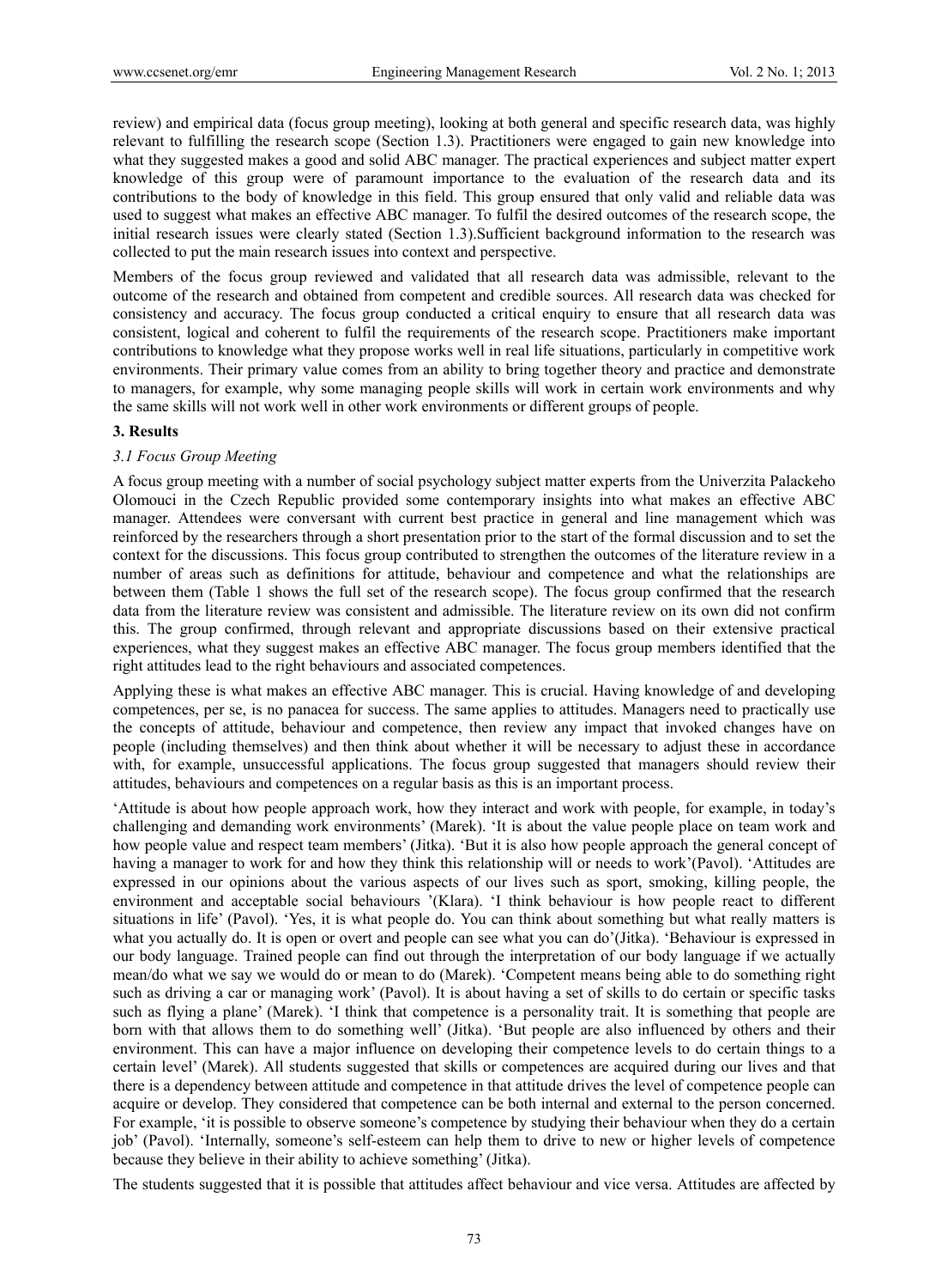review) and empirical data (focus group meeting), looking at both general and specific research data, was highly relevant to fulfilling the research scope (Section 1.3). Practitioners were engaged to gain new knowledge into what they suggested makes a good and solid ABC manager. The practical experiences and subject matter expert knowledge of this group were of paramount importance to the evaluation of the research data and its contributions to the body of knowledge in this field. This group ensured that only valid and reliable data was used to suggest what makes an effective ABC manager. To fulfil the desired outcomes of the research scope, the initial research issues were clearly stated (Section 1.3).Sufficient background information to the research was collected to put the main research issues into context and perspective.

Members of the focus group reviewed and validated that all research data was admissible, relevant to the outcome of the research and obtained from competent and credible sources. All research data was checked for consistency and accuracy. The focus group conducted a critical enquiry to ensure that all research data was consistent, logical and coherent to fulfil the requirements of the research scope. Practitioners make important contributions to knowledge what they propose works well in real life situations, particularly in competitive work environments. Their primary value comes from an ability to bring together theory and practice and demonstrate to managers, for example, why some managing people skills will work in certain work environments and why the same skills will not work well in other work environments or different groups of people.

## 3. Results

### *3.1 Focus Group Meeting*

A focus group meeting with a number of social psychology subject matter experts from the Univerzita Palackeho Olomouci in the Czech Republic provided some contemporary insights into what makes an effective ABC manager. Attendees were conversant with current best practice in general and line management which was reinforced by the researchers through a short presentation prior to the start of the formal discussion and to set the context for the discussions. This focus group contributed to strengthen the outcomes of the literature review in a number of areas such as definitions for attitude, behaviour and competence and what the relationships are between them (Table 1 shows the full set of the research scope). The focus group confirmed that the research data from the literature review was consistent and admissible. The literature review on its own did not confirm this. The group confirmed, through relevant and appropriate discussions based on their extensive practical experiences, what they suggest makes an effective ABC manager. The focus group members identified that the right attitudes lead to the right behaviours and associated competences.

Applying these is what makes an effective ABC manager. This is crucial. Having knowledge of and developing competences, per se, is no panacea for success. The same applies to attitudes. Managers need to practically use the concepts of attitude, behaviour and competence, then review any impact that invoked changes have on people (including themselves) and then think about whether it will be necessary to adjust these in accordance with, for example, unsuccessful applications. The focus group suggested that managers should review their attitudes, behaviours and competences on a regular basis as this is an important process.

'Attitude is about how people approach work, how they interact and work with people, for example, in today's challenging and demanding work environments' (Marek). 'It is about the value people place on team work and how people value and respect team members' (Jitka). 'But it is also how people approach the general concept of having a manager to work for and how they think this relationship will or needs to work'(Pavol). 'Attitudes are expressed in our opinions about the various aspects of our lives such as sport, smoking, killing people, the environment and acceptable social behaviours '(Klara). 'I think behaviour is how people react to different situations in life' (Pavol). 'Yes, it is what people do. You can think about something but what really matters is what you actually do. It is open or overt and people can see what you can do'(Jitka). 'Behaviour is expressed in our body language. Trained people can find out through the interpretation of our body language if we actually mean/do what we say we would do or mean to do (Marek). 'Competent means being able to do something right such as driving a car or managing work' (Pavol). It is about having a set of skills to do certain or specific tasks such as flying a plane' (Marek). 'I think that competence is a personality trait. It is something that people are born with that allows them to do something well' (Jitka). 'But people are also influenced by others and their environment. This can have a major influence on developing their competence levels to do certain things to a certain level' (Marek). All students suggested that skills or competences are acquired during our lives and that there is a dependency between attitude and competence in that attitude drives the level of competence people can acquire or develop. They considered that competence can be both internal and external to the person concerned. For example, 'it is possible to observe someone's competence by studying their behaviour when they do a certain job' (Pavol). 'Internally, someone's self-esteem can help them to drive to new or higher levels of competence because they believe in their ability to achieve something' (Jitka).

The students suggested that it is possible that attitudes affect behaviour and vice versa. Attitudes are affected by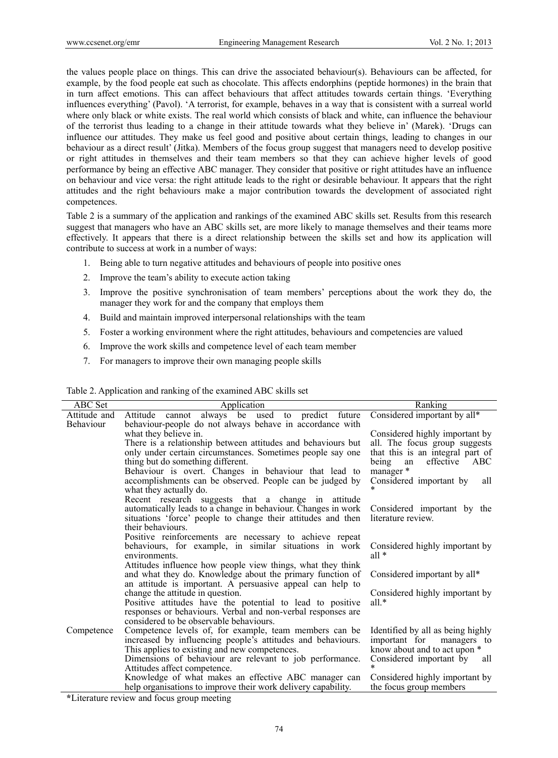the values people place on things. This can drive the associated behaviour(s). Behaviours can be affected, for example, by the food people eat such as chocolate. This affects endorphins (peptide hormones) in the brain that in turn affect emotions. This can affect behaviours that affect attitudes towards certain things. 'Everything influences everything' (Pavol). 'A terrorist, for example, behaves in a way that is consistent with a surreal world where only black or white exists. The real world which consists of black and white, can influence the behaviour of the terrorist thus leading to a change in their attitude towards what they believe in' (Marek). 'Drugs can influence our attitudes. They make us feel good and positive about certain things, leading to changes in our behaviour as a direct result' (Jitka). Members of the focus group suggest that managers need to develop positive or right attitudes in themselves and their team members so that they can achieve higher levels of good performance by being an effective ABC manager. They consider that positive or right attitudes have an influence on behaviour and vice versa: the right attitude leads to the right or desirable behaviour. It appears that the right attitudes and the right behaviours make a major contribution towards the development of associated right competences.

Table 2 is a summary of the application and rankings of the examined ABC skills set. Results from this research suggest that managers who have an ABC skills set, are more likely to manage themselves and their teams more effectively. It appears that there is a direct relationship between the skills set and how its application will contribute to success at work in a number of ways:

1. Being able to turn negative attitudes and behaviours of people into positive ones
2. Improve the team's ability to execute action taking
3. Improve the positive synchronisation of team members' perceptions about the work they do, the manager they work for and the company that employs them
4. Build and maintain improved interpersonal relationships with the team
5. Foster a working environment where the right attitudes, behaviours and competencies are valued
6. Improve the work skills and competence level of each team member
7. For managers to improve their own managing people skills

Table 2. Application and ranking of the examined ABC skills set

| ABC Set | Application | Ranking |
|---|---|---|
| Attitude and Behaviour | Attitude cannot always be used to predict future behaviour-people do not always behave in accordance with what they believe in. | Considered important by all* |
| | There is a relationship between attitudes and behaviours but only under certain circumstances. Sometimes people say one thing but do something different. | Considered highly important by all. The focus group suggests that this is an integral part of being an effective ABC manager * |
| | Behaviour is overt. Changes in behaviour that lead to accomplishments can be observed. People can be judged by what they actually do. | Considered important by all * |
| | Recent research suggests that a change in attitude automatically leads to a change in behaviour. Changes in work situations 'force' people to change their attitudes and then their behaviours. | Considered important by the literature review. |
| | Positive reinforcements are necessary to achieve repeat behaviours, for example, in similar situations in work environments. | Considered highly important by all * |
| | Attitudes influence how people view things, what they think and what they do. Knowledge about the primary function of an attitude is important. A persuasive appeal can help to change the attitude in question. | Considered important by all* |
| | Positive attitudes have the potential to lead to positive responses or behaviours. Verbal and non-verbal responses are considered to be observable behaviours. | Considered highly important by all.* |
| Competence | Competence levels of, for example, team members can be increased by influencing people's attitudes and behaviours. This applies to existing and new competences. | Identified by all as being highly important for managers to know about and to act upon * |
| | Dimensions of behaviour are relevant to job performance. Attitudes affect competence. | Considered important by all * |
| | Knowledge of what makes an effective ABC manager can help organisations to improve their work delivery capability. | Considered highly important by the focus group members |

*Literature review and focus group meeting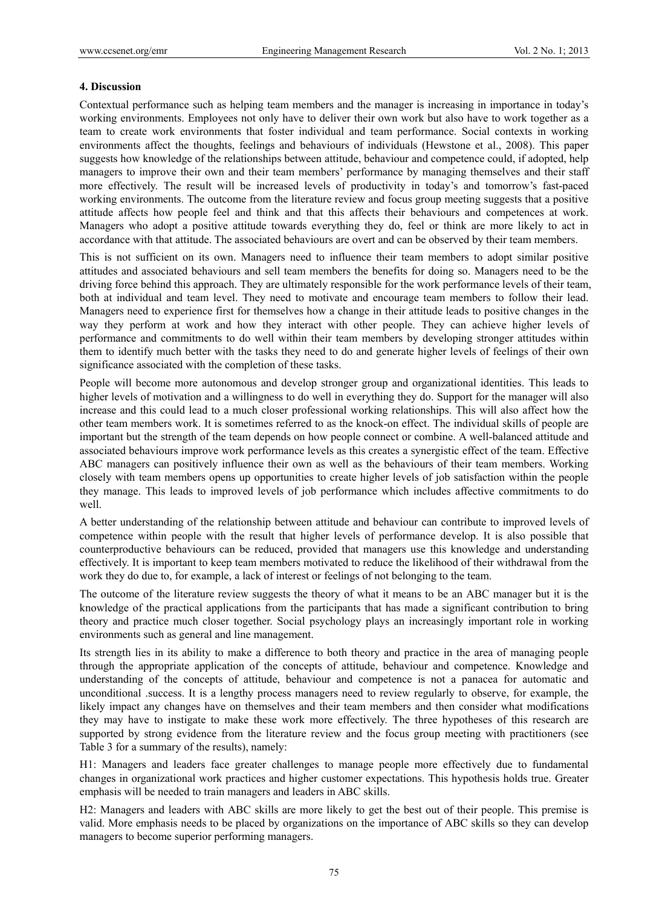### 4. Discussion

Contextual performance such as helping team members and the manager is increasing in importance in today's working environments. Employees not only have to deliver their own work but also have to work together as a team to create work environments that foster individual and team performance. Social contexts in working environments affect the thoughts, feelings and behaviours of individuals (Hewstone et al., 2008). This paper suggests how knowledge of the relationships between attitude, behaviour and competence could, if adopted, help managers to improve their own and their team members' performance by managing themselves and their staff more effectively. The result will be increased levels of productivity in today's and tomorrow's fast-paced working environments. The outcome from the literature review and focus group meeting suggests that a positive attitude affects how people feel and think and that this affects their behaviours and competences at work. Managers who adopt a positive attitude towards everything they do, feel or think are more likely to act in accordance with that attitude. The associated behaviours are overt and can be observed by their team members.

This is not sufficient on its own. Managers need to influence their team members to adopt similar positive attitudes and associated behaviours and sell team members the benefits for doing so. Managers need to be the driving force behind this approach. They are ultimately responsible for the work performance levels of their team, both at individual and team level. They need to motivate and encourage team members to follow their lead. Managers need to experience first for themselves how a change in their attitude leads to positive changes in the way they perform at work and how they interact with other people. They can achieve higher levels of performance and commitments to do well within their team members by developing stronger attitudes within them to identify much better with the tasks they need to do and generate higher levels of feelings of their own significance associated with the completion of these tasks.

People will become more autonomous and develop stronger group and organizational identities. This leads to higher levels of motivation and a willingness to do well in everything they do. Support for the manager will also increase and this could lead to a much closer professional working relationships. This will also affect how the other team members work. It is sometimes referred to as the knock-on effect. The individual skills of people are important but the strength of the team depends on how people connect or combine. A well-balanced attitude and associated behaviours improve work performance levels as this creates a synergistic effect of the team. Effective ABC managers can positively influence their own as well as the behaviours of their team members. Working closely with team members opens up opportunities to create higher levels of job satisfaction within the people they manage. This leads to improved levels of job performance which includes affective commitments to do well.

A better understanding of the relationship between attitude and behaviour can contribute to improved levels of competence within people with the result that higher levels of performance develop. It is also possible that counterproductive behaviours can be reduced, provided that managers use this knowledge and understanding effectively. It is important to keep team members motivated to reduce the likelihood of their withdrawal from the work they do due to, for example, a lack of interest or feelings of not belonging to the team.

The outcome of the literature review suggests the theory of what it means to be an ABC manager but it is the knowledge of the practical applications from the participants that has made a significant contribution to bring theory and practice much closer together. Social psychology plays an increasingly important role in working environments such as general and line management.

Its strength lies in its ability to make a difference to both theory and practice in the area of managing people through the appropriate application of the concepts of attitude, behaviour and competence. Knowledge and understanding of the concepts of attitude, behaviour and competence is not a panacea for automatic and unconditional .success. It is a lengthy process managers need to review regularly to observe, for example, the likely impact any changes have on themselves and their team members and then consider what modifications they may have to instigate to make these work more effectively. The three hypotheses of this research are supported by strong evidence from the literature review and the focus group meeting with practitioners (see Table 3 for a summary of the results), namely:

H1: Managers and leaders face greater challenges to manage people more effectively due to fundamental changes in organizational work practices and higher customer expectations. This hypothesis holds true. Greater emphasis will be needed to train managers and leaders in ABC skills.

H2: Managers and leaders with ABC skills are more likely to get the best out of their people. This premise is valid. More emphasis needs to be placed by organizations on the importance of ABC skills so they can develop managers to become superior performing managers.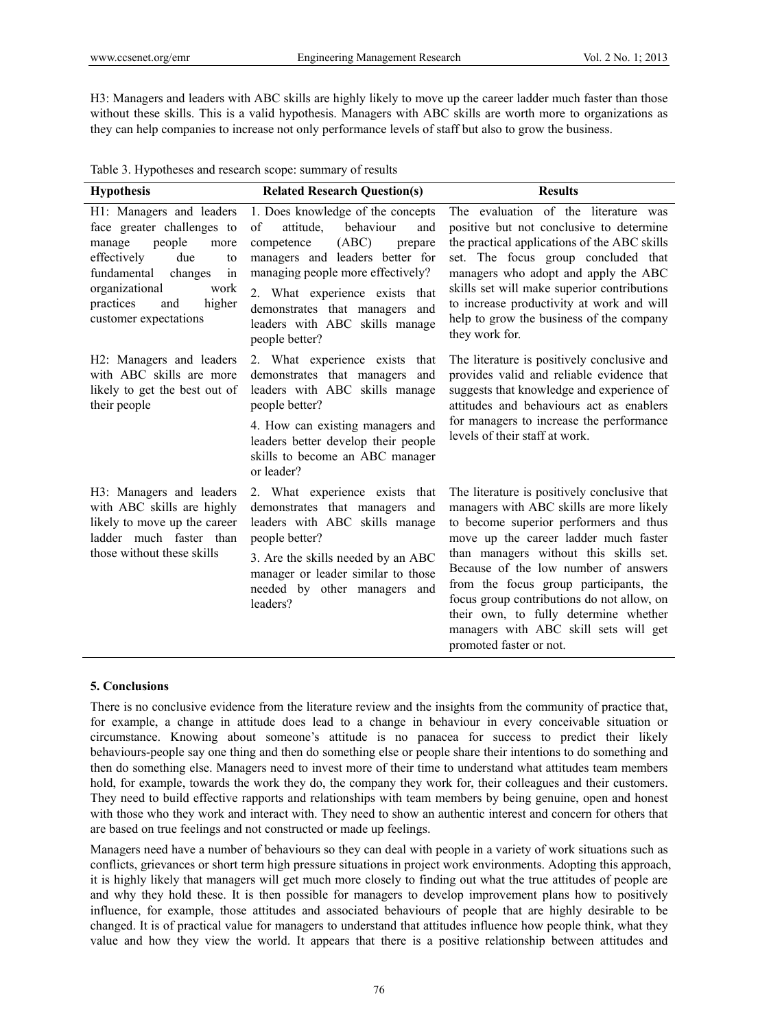H3: Managers and leaders with ABC skills are highly likely to move up the career ladder much faster than those without these skills. This is a valid hypothesis. Managers with ABC skills are worth more to organizations as they can help companies to increase not only performance levels of staff but also to grow the business.

Table 3. Hypotheses and research scope: summary of results

| Hypothesis | Related Research Question(s) | Results |
|---|---|---|
| H1: Managers and leaders face greater challenges to manage people more effectively due to fundamental changes in organizational work practices and higher customer expectations | 1. Does knowledge of the concepts of attitude, behaviour and competence (ABC) prepare managers and leaders better for managing people more effectively?<br>2. What experience exists that demonstrates that managers and leaders with ABC skills manage people better? | The evaluation of the literature was positive but not conclusive to determine the practical applications of the ABC skills set. The focus group concluded that managers who adopt and apply the ABC skills set will make superior contributions to increase productivity at work and will help to grow the business of the company they work for. |
| H2: Managers and leaders with ABC skills are more likely to get the best out of their people | 2. What experience exists that demonstrates that managers and leaders with ABC skills manage people better?<br>4. How can existing managers and leaders better develop their people skills to become an ABC manager or leader? | The literature is positively conclusive and provides valid and reliable evidence that suggests that knowledge and experience of attitudes and behaviours act as enablers for managers to increase the performance levels of their staff at work. |
| H3: Managers and leaders with ABC skills are highly likely to move up the career ladder much faster than those without these skills | 2. What experience exists that demonstrates that managers and leaders with ABC skills manage people better?<br>3. Are the skills needed by an ABC manager or leader similar to those needed by other managers and leaders? | The literature is positively conclusive that managers with ABC skills are more likely to become superior performers and thus move up the career ladder much faster than managers without this skills set. Because of the low number of answers from the focus group participants, the focus group contributions do not allow, on their own, to fully determine whether managers with ABC skill sets will get promoted faster or not. |

## 5. Conclusions

There is no conclusive evidence from the literature review and the insights from the community of practice that, for example, a change in attitude does lead to a change in behaviour in every conceivable situation or circumstance. Knowing about someone's attitude is no panacea for success to predict their likely behaviours-people say one thing and then do something else or people share their intentions to do something and then do something else. Managers need to invest more of their time to understand what attitudes team members hold, for example, towards the work they do, the company they work for, their colleagues and their customers. They need to build effective rapports and relationships with team members by being genuine, open and honest with those who they work and interact with. They need to show an authentic interest and concern for others that are based on true feelings and not constructed or made up feelings.

Managers need have a number of behaviours so they can deal with people in a variety of work situations such as conflicts, grievances or short term high pressure situations in project work environments. Adopting this approach, it is highly likely that managers will get much more closely to finding out what the true attitudes of people are and why they hold these. It is then possible for managers to develop improvement plans how to positively influence, for example, those attitudes and associated behaviours of people that are highly desirable to be changed. It is of practical value for managers to understand that attitudes influence how people think, what they value and how they view the world. It appears that there is a positive relationship between attitudes and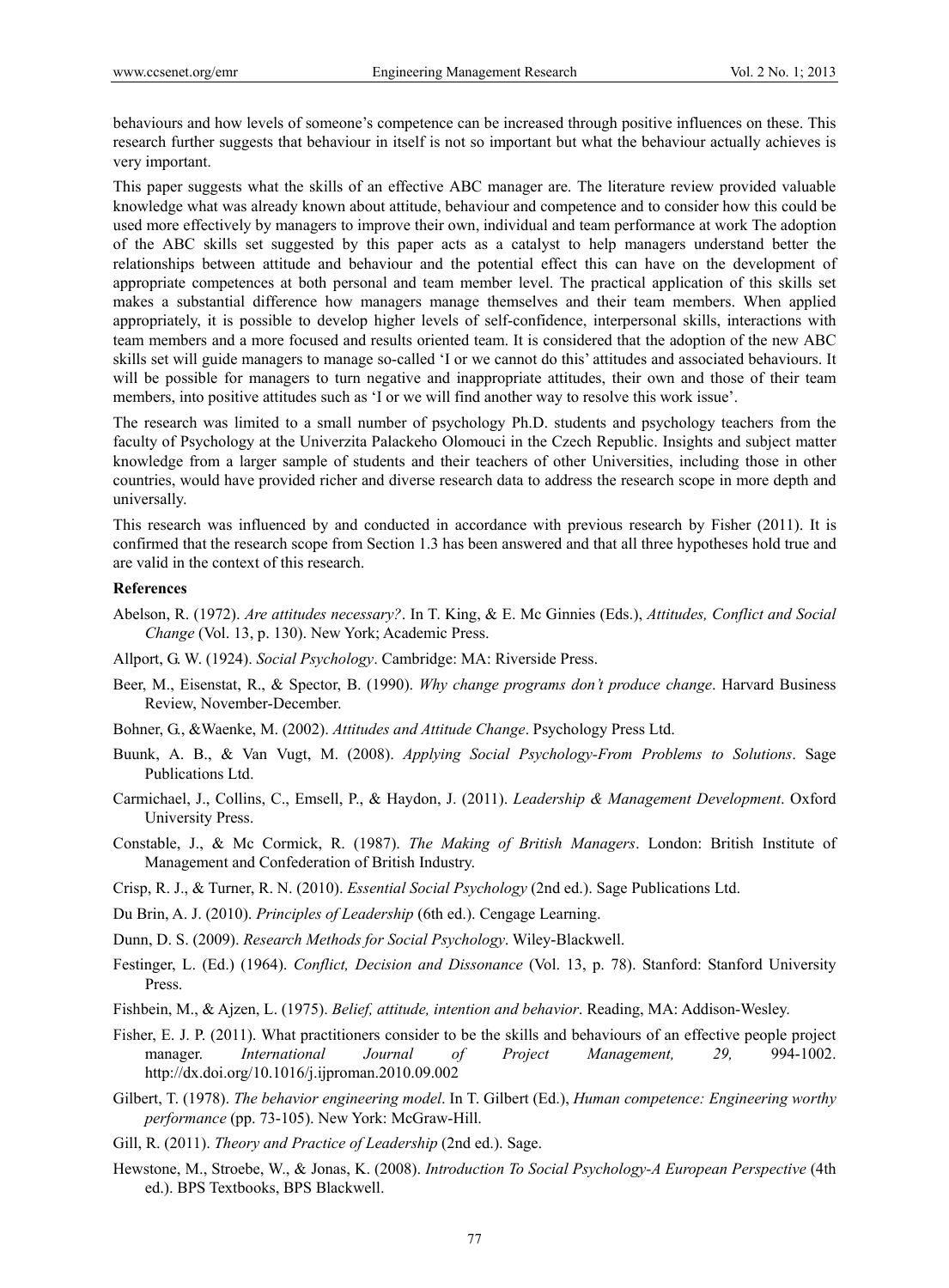behaviours and how levels of someone's competence can be increased through positive influences on these. This research further suggests that behaviour in itself is not so important but what the behaviour actually achieves is very important.

This paper suggests what the skills of an effective ABC manager are. The literature review provided valuable knowledge what was already known about attitude, behaviour and competence and to consider how this could be used more effectively by managers to improve their own, individual and team performance at work The adoption of the ABC skills set suggested by this paper acts as a catalyst to help managers understand better the relationships between attitude and behaviour and the potential effect this can have on the development of appropriate competences at both personal and team member level. The practical application of this skills set makes a substantial difference how managers manage themselves and their team members. When applied appropriately, it is possible to develop higher levels of self-confidence, interpersonal skills, interactions with team members and a more focused and results oriented team. It is considered that the adoption of the new ABC skills set will guide managers to manage so-called 'I or we cannot do this' attitudes and associated behaviours. It will be possible for managers to turn negative and inappropriate attitudes, their own and those of their team members, into positive attitudes such as 'I or we will find another way to resolve this work issue'.

The research was limited to a small number of psychology Ph.D. students and psychology teachers from the faculty of Psychology at the Univerzita Palackeho Olomouci in the Czech Republic. Insights and subject matter knowledge from a larger sample of students and their teachers of other Universities, including those in other countries, would have provided richer and diverse research data to address the research scope in more depth and universally.

This research was influenced by and conducted in accordance with previous research by Fisher (2011). It is confirmed that the research scope from Section 1.3 has been answered and that all three hypotheses hold true and are valid in the context of this research.

**References**

Abelson, R. (1972). *Are attitudes necessary?*. In T. King, & E. Mc Ginnies (Eds.), *Attitudes, Conflict and Social Change* (Vol. 13, p. 130). New York; Academic Press.

Allport, G. W. (1924). *Social Psychology*. Cambridge: MA: Riverside Press.

Beer, M., Eisenstat, R., & Spector, B. (1990). *Why change programs don't produce change*. Harvard Business Review, November-December.

Bohner, G., &Waenke, M. (2002). *Attitudes and Attitude Change*. Psychology Press Ltd.

Buunk, A. B., & Van Vugt, M. (2008). *Applying Social Psychology-From Problems to Solutions*. Sage Publications Ltd.

Carmichael, J., Collins, C., Emsell, P., & Haydon, J. (2011). *Leadership & Management Development*. Oxford University Press.

Constable, J., & Mc Cormick, R. (1987). *The Making of British Managers*. London: British Institute of Management and Confederation of British Industry.

Crisp, R. J., & Turner, R. N. (2010). *Essential Social Psychology* (2nd ed.). Sage Publications Ltd.

Du Brin, A. J. (2010). *Principles of Leadership* (6th ed.). Cengage Learning.

Dunn, D. S. (2009). *Research Methods for Social Psychology*. Wiley-Blackwell.

Festinger, L. (Ed.) (1964). *Conflict, Decision and Dissonance* (Vol. 13, p. 78). Stanford: Stanford University Press.

Fishbein, M., & Ajzen, L. (1975). *Belief, attitude, intention and behavior*. Reading, MA: Addison-Wesley.

Fisher, E. J. P. (2011). What practitioners consider to be the skills and behaviours of an effective people project manager. *International Journal of Project Management, 29,* 994-1002. http://dx.doi.org/10.1016/j.ijproman.2010.09.002

Gilbert, T. (1978). *The behavior engineering model*. In T. Gilbert (Ed.), *Human competence: Engineering worthy performance* (pp. 73-105). New York: McGraw-Hill.

Gill, R. (2011). *Theory and Practice of Leadership* (2nd ed.). Sage.

Hewstone, M., Stroebe, W., & Jonas, K. (2008). *Introduction To Social Psychology-A European Perspective* (4th ed.). BPS Textbooks, BPS Blackwell.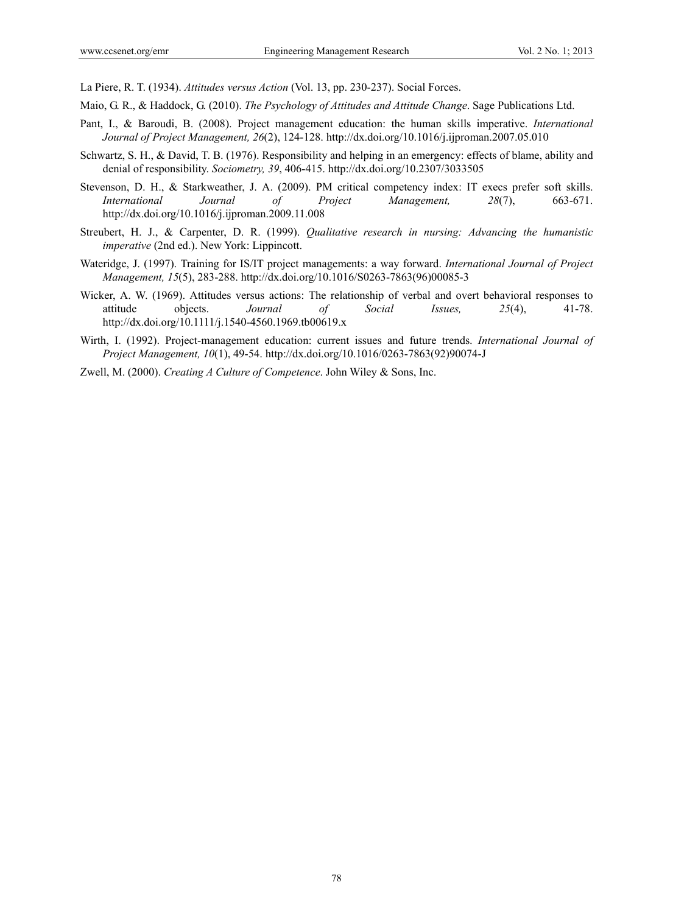La Piere, R. T. (1934). *Attitudes versus Action* (Vol. 13, pp. 230-237). Social Forces.

Maio, G. R., & Haddock, G. (2010). *The Psychology of Attitudes and Attitude Change*. Sage Publications Ltd.

Pant, I., & Baroudi, B. (2008). Project management education: the human skills imperative. *International Journal of Project Management, 26*(2), 124-128. http://dx.doi.org/10.1016/j.ijproman.2007.05.010

Schwartz, S. H., & David, T. B. (1976). Responsibility and helping in an emergency: effects of blame, ability and denial of responsibility. *Sociometry, 39*, 406-415. http://dx.doi.org/10.2307/3033505

Stevenson, D. H., & Starkweather, J. A. (2009). PM critical competency index: IT execs prefer soft skills. *International Journal of Project Management, 28*(7), 663-671. http://dx.doi.org/10.1016/j.ijproman.2009.11.008

Streubert, H. J., & Carpenter, D. R. (1999). *Qualitative research in nursing: Advancing the humanistic imperative* (2nd ed.). New York: Lippincott.

Wateridge, J. (1997). Training for IS/IT project managements: a way forward. *International Journal of Project Management, 15*(5), 283-288. http://dx.doi.org/10.1016/S0263-7863(96)00085-3

Wicker, A. W. (1969). Attitudes versus actions: The relationship of verbal and overt behavioral responses to attitude objects. *Journal of Social Issues, 25*(4), 41-78. http://dx.doi.org/10.1111/j.1540-4560.1969.tb00619.x

Wirth, I. (1992). Project-management education: current issues and future trends. *International Journal of Project Management, 10*(1), 49-54. http://dx.doi.org/10.1016/0263-7863(92)90074-J

Zwell, M. (2000). *Creating A Culture of Competence*. John Wiley & Sons, Inc.